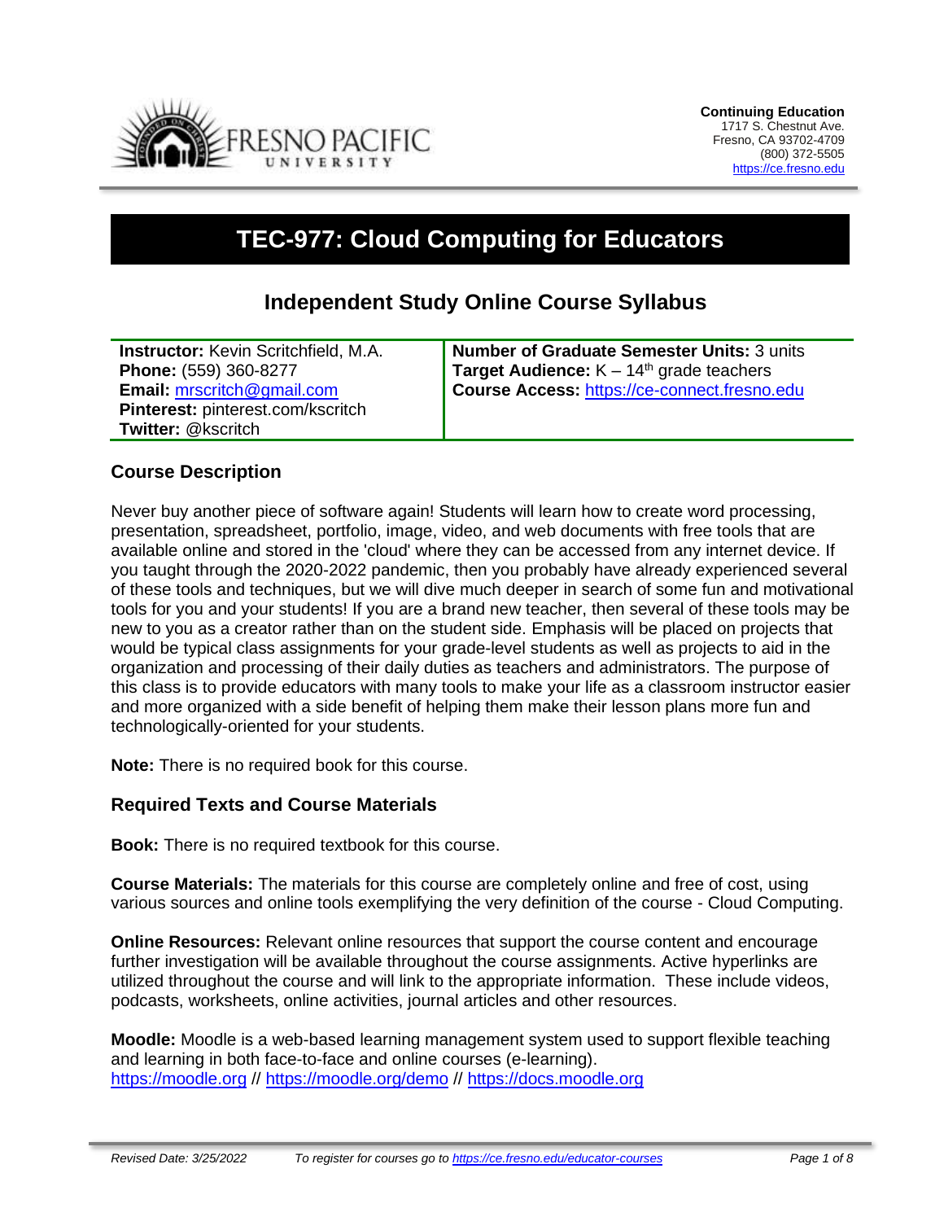**Continuing Education**
1717 S. Chestnut Ave.
Fresno, CA 93702-4709
(800) 372-5505
https://ce.fresno.edu

# TEC-977: Cloud Computing for Educators

## Independent Study Online Course Syllabus

| **Instructor:** Kevin Scritchfield, M.A. **Phone:** (559) 360-8277 **Email:** mrscritch@gmail.com **Pinterest:** pinterest.com/kscritch **Twitter:** @kscritch | **Number of Graduate Semester Units:** 3 units **Target Audience:** K – 14th grade teachers **Course Access:** https://ce-connect.fresno.edu |
|---|---|

### Course Description

Never buy another piece of software again! Students will learn how to create word processing, presentation, spreadsheet, portfolio, image, video, and web documents with free tools that are available online and stored in the 'cloud' where they can be accessed from any internet device. If you taught through the 2020-2022 pandemic, then you probably have already experienced several of these tools and techniques, but we will dive much deeper in search of some fun and motivational tools for you and your students! If you are a brand new teacher, then several of these tools may be new to you as a creator rather than on the student side. Emphasis will be placed on projects that would be typical class assignments for your grade-level students as well as projects to aid in the organization and processing of their daily duties as teachers and administrators. The purpose of this class is to provide educators with many tools to make your life as a classroom instructor easier and more organized with a side benefit of helping them make their lesson plans more fun and technologically-oriented for your students.

**Note:** There is no required book for this course.

### Required Texts and Course Materials

**Book:** There is no required textbook for this course.

**Course Materials:** The materials for this course are completely online and free of cost, using various sources and online tools exemplifying the very definition of the course - Cloud Computing.

**Online Resources:** Relevant online resources that support the course content and encourage further investigation will be available throughout the course assignments. Active hyperlinks are utilized throughout the course and will link to the appropriate information. These include videos, podcasts, worksheets, online activities, journal articles and other resources.

**Moodle:** Moodle is a web-based learning management system used to support flexible teaching and learning in both face-to-face and online courses (e-learning).
https://moodle.org // https://moodle.org/demo // https://docs.moodle.org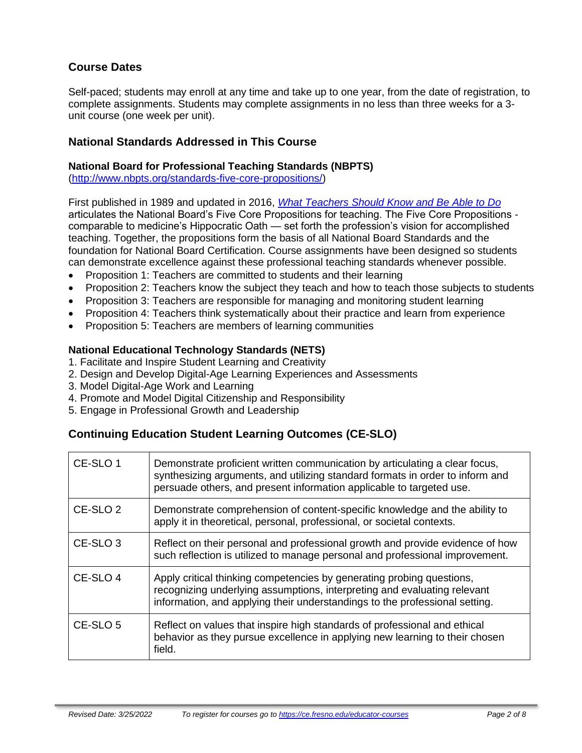## Course Dates

Self-paced; students may enroll at any time and take up to one year, from the date of registration, to complete assignments. Students may complete assignments in no less than three weeks for a 3-unit course (one week per unit).

## National Standards Addressed in This Course

### National Board for Professional Teaching Standards (NBPTS)

([http://www.nbpts.org/standards-five-core-propositions/](http://www.nbpts.org/standards-five-core-propositions/))

First published in 1989 and updated in 2016, *[What Teachers Should Know and Be Able to Do](http://www.nbpts.org/standards-five-core-propositions/)* articulates the National Board's Five Core Propositions for teaching. The Five Core Propositions - comparable to medicine's Hippocratic Oath — set forth the profession's vision for accomplished teaching. Together, the propositions form the basis of all National Board Standards and the foundation for National Board Certification. Course assignments have been designed so students can demonstrate excellence against these professional teaching standards whenever possible.

- Proposition 1: Teachers are committed to students and their learning
- Proposition 2: Teachers know the subject they teach and how to teach those subjects to students
- Proposition 3: Teachers are responsible for managing and monitoring student learning
- Proposition 4: Teachers think systematically about their practice and learn from experience
- Proposition 5: Teachers are members of learning communities

### National Educational Technology Standards (NETS)

1. Facilitate and Inspire Student Learning and Creativity
2. Design and Develop Digital-Age Learning Experiences and Assessments
3. Model Digital-Age Work and Learning
4. Promote and Model Digital Citizenship and Responsibility
5. Engage in Professional Growth and Leadership

## Continuing Education Student Learning Outcomes (CE-SLO)

| | |
|---|---|
| CE-SLO 1 | Demonstrate proficient written communication by articulating a clear focus, synthesizing arguments, and utilizing standard formats in order to inform and persuade others, and present information applicable to targeted use. |
| CE-SLO 2 | Demonstrate comprehension of content-specific knowledge and the ability to apply it in theoretical, personal, professional, or societal contexts. |
| CE-SLO 3 | Reflect on their personal and professional growth and provide evidence of how such reflection is utilized to manage personal and professional improvement. |
| CE-SLO 4 | Apply critical thinking competencies by generating probing questions, recognizing underlying assumptions, interpreting and evaluating relevant information, and applying their understandings to the professional setting. |
| CE-SLO 5 | Reflect on values that inspire high standards of professional and ethical behavior as they pursue excellence in applying new learning to their chosen field. |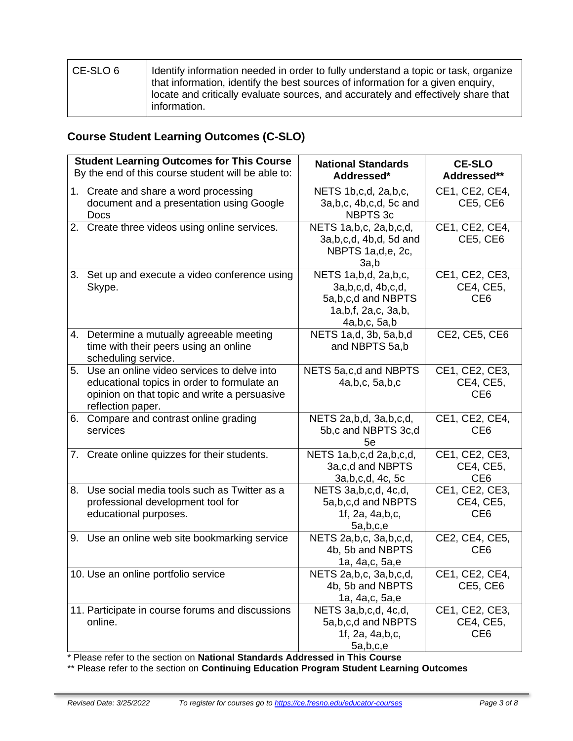| CE-SLO 6 | Identify information needed in order to fully understand a topic or task, organize that information, identify the best sources of information for a given enquiry, locate and critically evaluate sources, and accurately and effectively share that information. |
|---|---|

## Course Student Learning Outcomes (C-SLO)

| **Student Learning Outcomes for This Course** By the end of this course student will be able to: | **National Standards Addressed*** | **CE-SLO Addressed**** |
|---|---|---|
| 1. Create and share a word processing document and a presentation using Google Docs | NETS 1b,c,d, 2a,b,c, 3a,b,c, 4b,c,d, 5c and NBPTS 3c | CE1, CE2, CE4, CE5, CE6 |
| 2. Create three videos using online services. | NETS 1a,b,c, 2a,b,c,d, 3a,b,c,d, 4b,d, 5d and NBPTS 1a,d,e, 2c, 3a,b | CE1, CE2, CE4, CE5, CE6 |
| 3. Set up and execute a video conference using Skype. | NETS 1a,b,d, 2a,b,c, 3a,b,c,d, 4b,c,d, 5a,b,c,d and NBPTS 1a,b,f, 2a,c, 3a,b, 4a,b,c, 5a,b | CE1, CE2, CE3, CE4, CE5, CE6 |
| 4. Determine a mutually agreeable meeting time with their peers using an online scheduling service. | NETS 1a,d, 3b, 5a,b,d and NBPTS 5a,b | CE2, CE5, CE6 |
| 5. Use an online video services to delve into educational topics in order to formulate an opinion on that topic and write a persuasive reflection paper. | NETS 5a,c,d and NBPTS 4a,b,c, 5a,b,c | CE1, CE2, CE3, CE4, CE5, CE6 |
| 6. Compare and contrast online grading services | NETS 2a,b,d, 3a,b,c,d, 5b,c and NBPTS 3c,d 5e | CE1, CE2, CE4, CE6 |
| 7. Create online quizzes for their students. | NETS 1a,b,c,d 2a,b,c,d, 3a,c,d and NBPTS 3a,b,c,d, 4c, 5c | CE1, CE2, CE3, CE4, CE5, CE6 |
| 8. Use social media tools such as Twitter as a professional development tool for educational purposes. | NETS 3a,b,c,d, 4c,d, 5a,b,c,d and NBPTS 1f, 2a, 4a,b,c, 5a,b,c,e | CE1, CE2, CE3, CE4, CE5, CE6 |
| 9. Use an online web site bookmarking service | NETS 2a,b,c, 3a,b,c,d, 4b, 5b and NBPTS 1a, 4a,c, 5a,e | CE2, CE4, CE5, CE6 |
| 10. Use an online portfolio service | NETS 2a,b,c, 3a,b,c,d, 4b, 5b and NBPTS 1a, 4a,c, 5a,e | CE1, CE2, CE4, CE5, CE6 |
| 11. Participate in course forums and discussions online. | NETS 3a,b,c,d, 4c,d, 5a,b,c,d and NBPTS 1f, 2a, 4a,b,c, 5a,b,c,e | CE1, CE2, CE3, CE4, CE5, CE6 |

* Please refer to the section on **National Standards Addressed in This Course**

** Please refer to the section on **Continuing Education Program Student Learning Outcomes**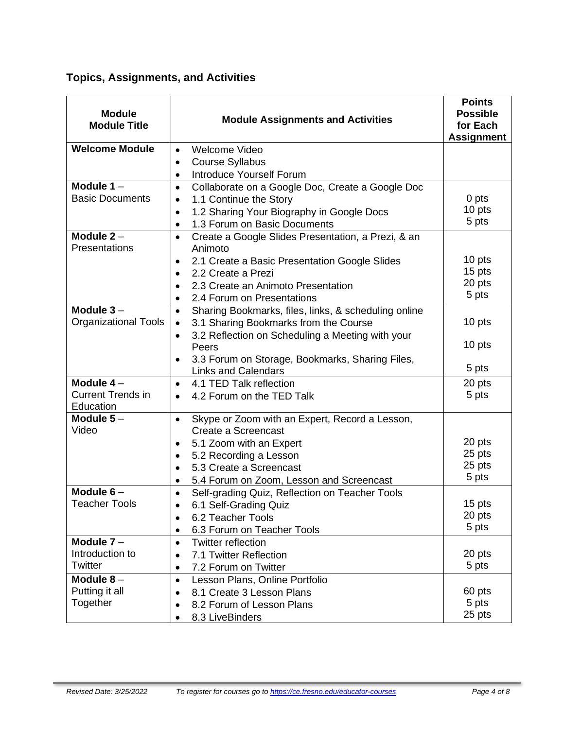## Topics, Assignments, and Activities

| Module<br>Module Title | Module Assignments and Activities | Points Possible for Each Assignment |
|---|---|---|
| **Welcome Module** | • Welcome Video<br>• Course Syllabus<br>• Introduce Yourself Forum | |
| **Module 1** – Basic Documents | • Collaborate on a Google Doc, Create a Google Doc<br>• 1.1 Continue the Story<br>• 1.2 Sharing Your Biography in Google Docs<br>• 1.3 Forum on Basic Documents | <br>0 pts<br>10 pts<br>5 pts |
| **Module 2** – Presentations | • Create a Google Slides Presentation, a Prezi, & an Animoto<br>• 2.1 Create a Basic Presentation Google Slides<br>• 2.2 Create a Prezi<br>• 2.3 Create an Animoto Presentation<br>• 2.4 Forum on Presentations | <br>10 pts<br>15 pts<br>20 pts<br>5 pts |
| **Module 3** – Organizational Tools | • Sharing Bookmarks, files, links, & scheduling online<br>• 3.1 Sharing Bookmarks from the Course<br>• 3.2 Reflection on Scheduling a Meeting with your Peers<br>• 3.3 Forum on Storage, Bookmarks, Sharing Files, Links and Calendars | <br>10 pts<br>10 pts<br>5 pts |
| **Module 4** – Current Trends in Education | • 4.1 TED Talk reflection<br>• 4.2 Forum on the TED Talk | 20 pts<br>5 pts |
| **Module 5** – Video | • Skype or Zoom with an Expert, Record a Lesson, Create a Screencast<br>• 5.1 Zoom with an Expert<br>• 5.2 Recording a Lesson<br>• 5.3 Create a Screencast<br>• 5.4 Forum on Zoom, Lesson and Screencast | <br>20 pts<br>25 pts<br>25 pts<br>5 pts |
| **Module 6** – Teacher Tools | • Self-grading Quiz, Reflection on Teacher Tools<br>• 6.1 Self-Grading Quiz<br>• 6.2 Teacher Tools<br>• 6.3 Forum on Teacher Tools | <br>15 pts<br>20 pts<br>5 pts |
| **Module 7** – Introduction to Twitter | • Twitter reflection<br>• 7.1 Twitter Reflection<br>• 7.2 Forum on Twitter | <br>20 pts<br>5 pts |
| **Module 8** – Putting it all Together | • Lesson Plans, Online Portfolio<br>• 8.1 Create 3 Lesson Plans<br>• 8.2 Forum of Lesson Plans<br>• 8.3 LiveBinders | <br>60 pts<br>5 pts<br>25 pts |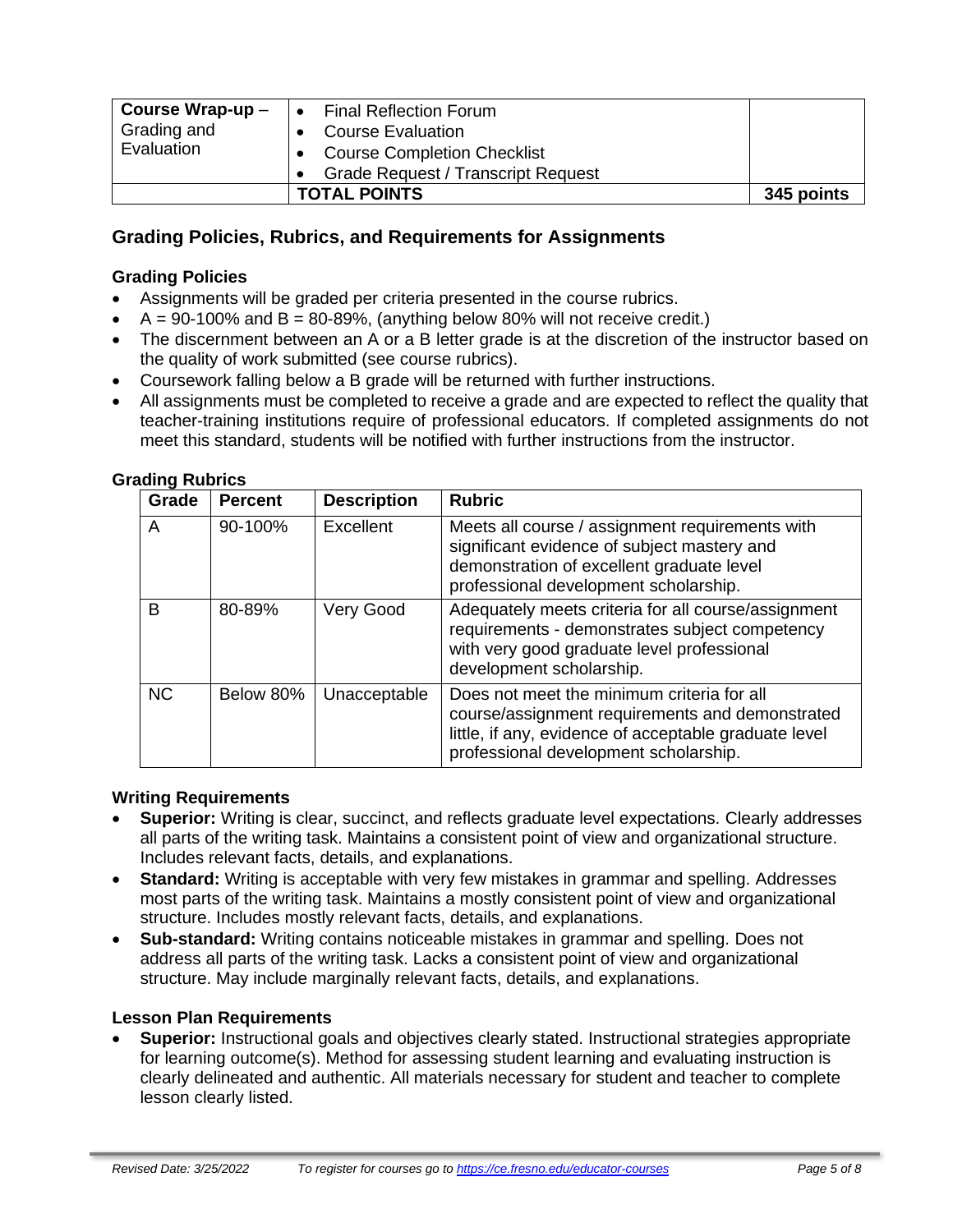| Course Wrap-up – Grading and Evaluation | • Final Reflection Forum<br>• Course Evaluation<br>• Course Completion Checklist<br>• Grade Request / Transcript Request | |
|---|---|---|
| | **TOTAL POINTS** | **345 points** |

## Grading Policies, Rubrics, and Requirements for Assignments

### Grading Policies

- Assignments will be graded per criteria presented in the course rubrics.
- A = 90-100% and B = 80-89%, (anything below 80% will not receive credit.)
- The discernment between an A or a B letter grade is at the discretion of the instructor based on the quality of work submitted (see course rubrics).
- Coursework falling below a B grade will be returned with further instructions.
- All assignments must be completed to receive a grade and are expected to reflect the quality that teacher-training institutions require of professional educators. If completed assignments do not meet this standard, students will be notified with further instructions from the instructor.

### Grading Rubrics

| Grade | Percent | Description | Rubric |
|---|---|---|---|
| A | 90-100% | Excellent | Meets all course / assignment requirements with significant evidence of subject mastery and demonstration of excellent graduate level professional development scholarship. |
| B | 80-89% | Very Good | Adequately meets criteria for all course/assignment requirements - demonstrates subject competency with very good graduate level professional development scholarship. |
| NC | Below 80% | Unacceptable | Does not meet the minimum criteria for all course/assignment requirements and demonstrated little, if any, evidence of acceptable graduate level professional development scholarship. |

### Writing Requirements

- **Superior:** Writing is clear, succinct, and reflects graduate level expectations. Clearly addresses all parts of the writing task. Maintains a consistent point of view and organizational structure. Includes relevant facts, details, and explanations.
- **Standard:** Writing is acceptable with very few mistakes in grammar and spelling. Addresses most parts of the writing task. Maintains a mostly consistent point of view and organizational structure. Includes mostly relevant facts, details, and explanations.
- **Sub-standard:** Writing contains noticeable mistakes in grammar and spelling. Does not address all parts of the writing task. Lacks a consistent point of view and organizational structure. May include marginally relevant facts, details, and explanations.

### Lesson Plan Requirements

- **Superior:** Instructional goals and objectives clearly stated. Instructional strategies appropriate for learning outcome(s). Method for assessing student learning and evaluating instruction is clearly delineated and authentic. All materials necessary for student and teacher to complete lesson clearly listed.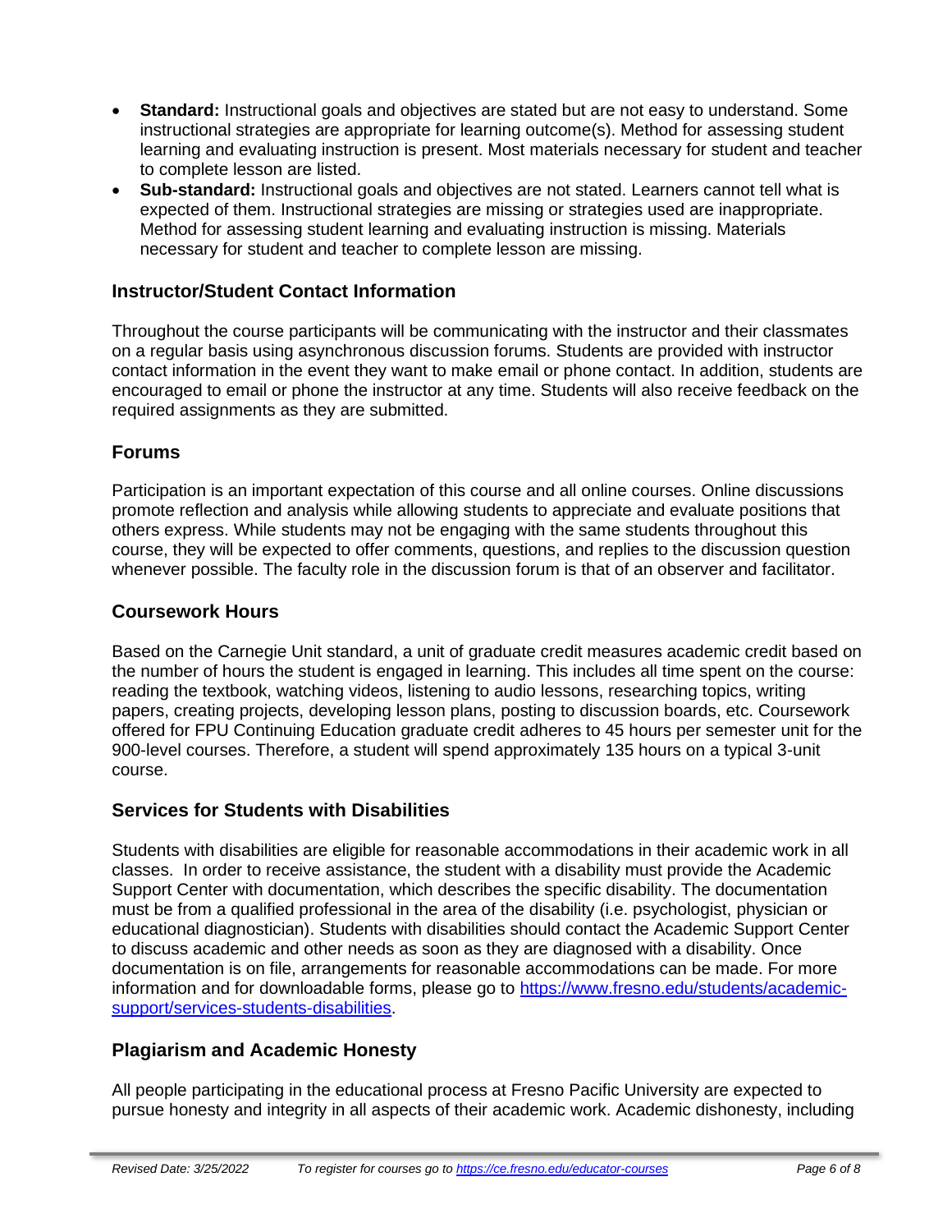- **Standard:** Instructional goals and objectives are stated but are not easy to understand. Some instructional strategies are appropriate for learning outcome(s). Method for assessing student learning and evaluating instruction is present. Most materials necessary for student and teacher to complete lesson are listed.
- **Sub-standard:** Instructional goals and objectives are not stated. Learners cannot tell what is expected of them. Instructional strategies are missing or strategies used are inappropriate. Method for assessing student learning and evaluating instruction is missing. Materials necessary for student and teacher to complete lesson are missing.

## Instructor/Student Contact Information

Throughout the course participants will be communicating with the instructor and their classmates on a regular basis using asynchronous discussion forums. Students are provided with instructor contact information in the event they want to make email or phone contact. In addition, students are encouraged to email or phone the instructor at any time. Students will also receive feedback on the required assignments as they are submitted.

## Forums

Participation is an important expectation of this course and all online courses. Online discussions promote reflection and analysis while allowing students to appreciate and evaluate positions that others express. While students may not be engaging with the same students throughout this course, they will be expected to offer comments, questions, and replies to the discussion question whenever possible. The faculty role in the discussion forum is that of an observer and facilitator.

## Coursework Hours

Based on the Carnegie Unit standard, a unit of graduate credit measures academic credit based on the number of hours the student is engaged in learning. This includes all time spent on the course: reading the textbook, watching videos, listening to audio lessons, researching topics, writing papers, creating projects, developing lesson plans, posting to discussion boards, etc. Coursework offered for FPU Continuing Education graduate credit adheres to 45 hours per semester unit for the 900-level courses. Therefore, a student will spend approximately 135 hours on a typical 3-unit course.

## Services for Students with Disabilities

Students with disabilities are eligible for reasonable accommodations in their academic work in all classes. In order to receive assistance, the student with a disability must provide the Academic Support Center with documentation, which describes the specific disability. The documentation must be from a qualified professional in the area of the disability (i.e. psychologist, physician or educational diagnostician). Students with disabilities should contact the Academic Support Center to discuss academic and other needs as soon as they are diagnosed with a disability. Once documentation is on file, arrangements for reasonable accommodations can be made. For more information and for downloadable forms, please go to [https://www.fresno.edu/students/academic-support/services-students-disabilities](https://www.fresno.edu/students/academic-support/services-students-disabilities).

## Plagiarism and Academic Honesty

All people participating in the educational process at Fresno Pacific University are expected to pursue honesty and integrity in all aspects of their academic work. Academic dishonesty, including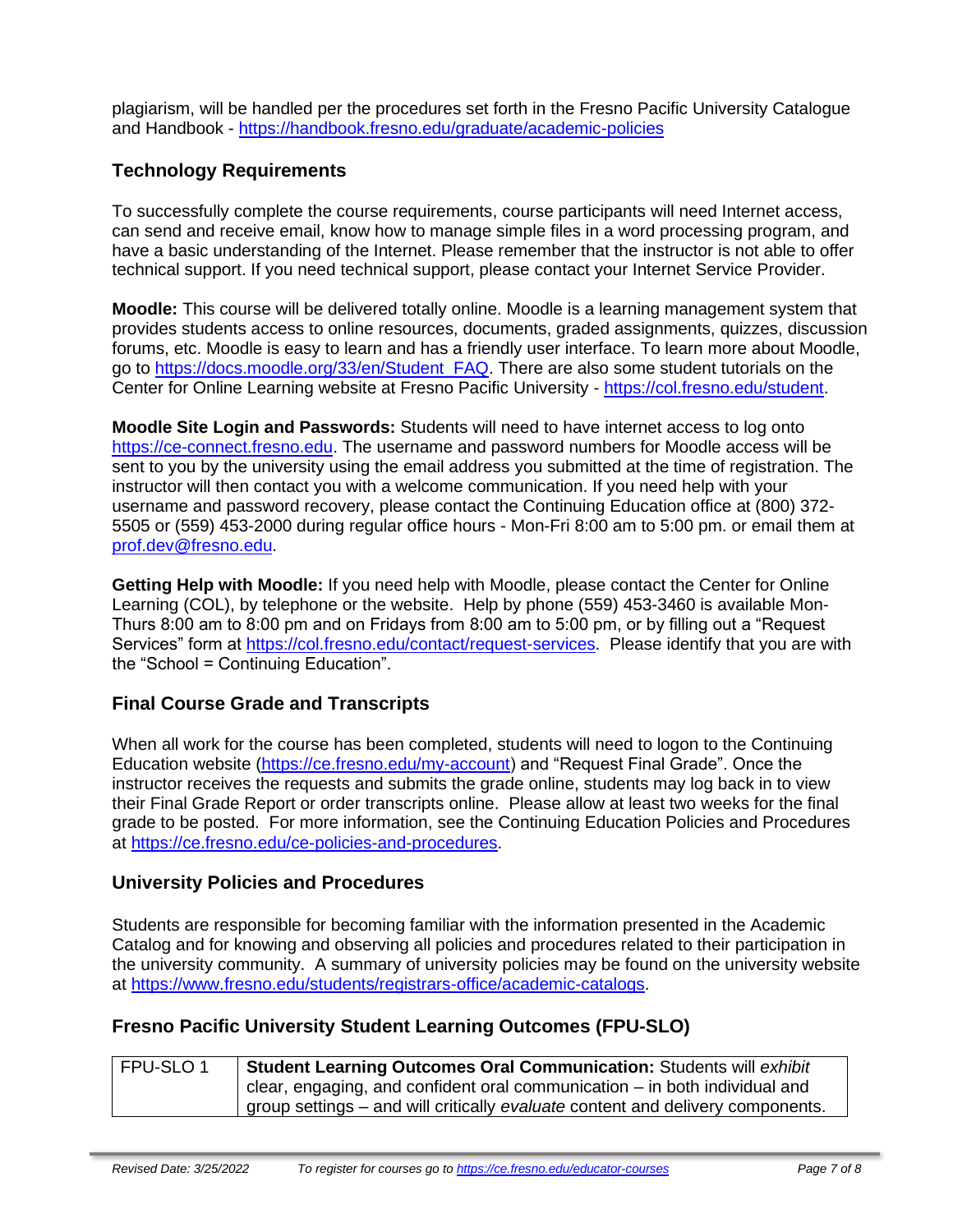plagiarism, will be handled per the procedures set forth in the Fresno Pacific University Catalogue and Handbook - https://handbook.fresno.edu/graduate/academic-policies

## Technology Requirements

To successfully complete the course requirements, course participants will need Internet access, can send and receive email, know how to manage simple files in a word processing program, and have a basic understanding of the Internet. Please remember that the instructor is not able to offer technical support. If you need technical support, please contact your Internet Service Provider.

**Moodle:** This course will be delivered totally online. Moodle is a learning management system that provides students access to online resources, documents, graded assignments, quizzes, discussion forums, etc. Moodle is easy to learn and has a friendly user interface. To learn more about Moodle, go to https://docs.moodle.org/33/en/Student_FAQ. There are also some student tutorials on the Center for Online Learning website at Fresno Pacific University - https://col.fresno.edu/student.

**Moodle Site Login and Passwords:** Students will need to have internet access to log onto https://ce-connect.fresno.edu. The username and password numbers for Moodle access will be sent to you by the university using the email address you submitted at the time of registration. The instructor will then contact you with a welcome communication. If you need help with your username and password recovery, please contact the Continuing Education office at (800) 372-5505 or (559) 453-2000 during regular office hours - Mon-Fri 8:00 am to 5:00 pm. or email them at prof.dev@fresno.edu.

**Getting Help with Moodle:** If you need help with Moodle, please contact the Center for Online Learning (COL), by telephone or the website. Help by phone (559) 453-3460 is available Mon-Thurs 8:00 am to 8:00 pm and on Fridays from 8:00 am to 5:00 pm, or by filling out a "Request Services" form at https://col.fresno.edu/contact/request-services. Please identify that you are with the "School = Continuing Education".

## Final Course Grade and Transcripts

When all work for the course has been completed, students will need to logon to the Continuing Education website (https://ce.fresno.edu/my-account) and "Request Final Grade". Once the instructor receives the requests and submits the grade online, students may log back in to view their Final Grade Report or order transcripts online. Please allow at least two weeks for the final grade to be posted. For more information, see the Continuing Education Policies and Procedures at https://ce.fresno.edu/ce-policies-and-procedures.

## University Policies and Procedures

Students are responsible for becoming familiar with the information presented in the Academic Catalog and for knowing and observing all policies and procedures related to their participation in the university community. A summary of university policies may be found on the university website at https://www.fresno.edu/students/registrars-office/academic-catalogs.

## Fresno Pacific University Student Learning Outcomes (FPU-SLO)

| | |
|---|---|
| FPU-SLO 1 | **Student Learning Outcomes Oral Communication:** Students will *exhibit* clear, engaging, and confident oral communication – in both individual and group settings – and will critically *evaluate* content and delivery components. |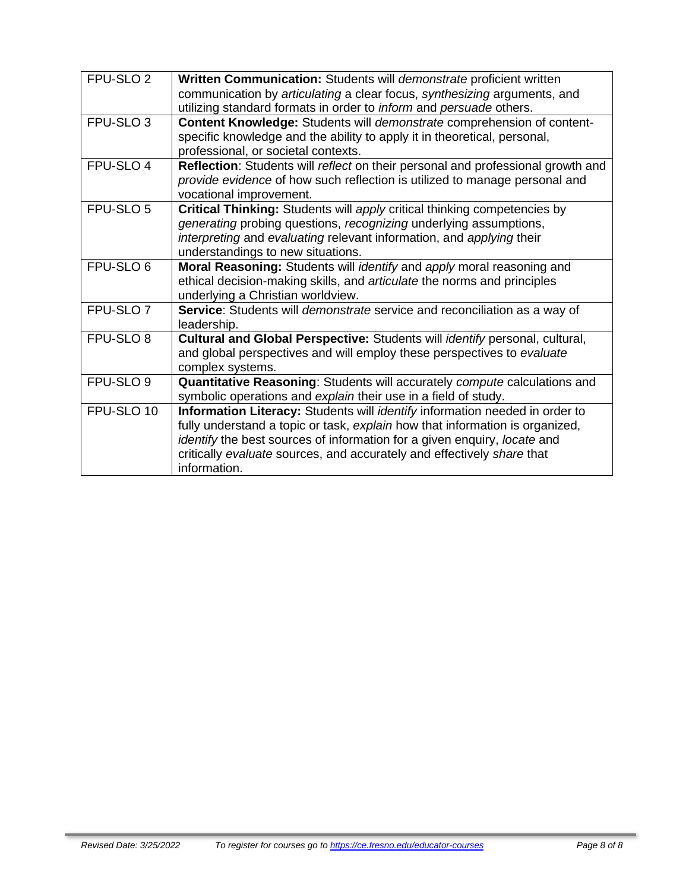| | |
|---|---|
| FPU-SLO 2 | **Written Communication:** Students will *demonstrate* proficient written communication by *articulating* a clear focus, *synthesizing* arguments, and utilizing standard formats in order to *inform* and *persuade* others. |
| FPU-SLO 3 | **Content Knowledge:** Students will *demonstrate* comprehension of content-specific knowledge and the ability to apply it in theoretical, personal, professional, or societal contexts. |
| FPU-SLO 4 | **Reflection**: Students will *reflect* on their personal and professional growth and *provide evidence* of how such reflection is utilized to manage personal and vocational improvement. |
| FPU-SLO 5 | **Critical Thinking:** Students will *apply* critical thinking competencies by *generating* probing questions, *recognizing* underlying assumptions, *interpreting* and *evaluating* relevant information, and *applying* their understandings to new situations. |
| FPU-SLO 6 | **Moral Reasoning:** Students will *identify* and *apply* moral reasoning and ethical decision-making skills, and *articulate* the norms and principles underlying a Christian worldview. |
| FPU-SLO 7 | **Service**: Students will *demonstrate* service and reconciliation as a way of leadership. |
| FPU-SLO 8 | **Cultural and Global Perspective:** Students will *identify* personal, cultural, and global perspectives and will employ these perspectives to *evaluate* complex systems. |
| FPU-SLO 9 | **Quantitative Reasoning**: Students will accurately *compute* calculations and symbolic operations and *explain* their use in a field of study. |
| FPU-SLO 10 | **Information Literacy:** Students will *identify* information needed in order to fully understand a topic or task, *explain* how that information is organized, *identify* the best sources of information for a given enquiry, *locate* and critically *evaluate* sources, and accurately and effectively *share* that information. |